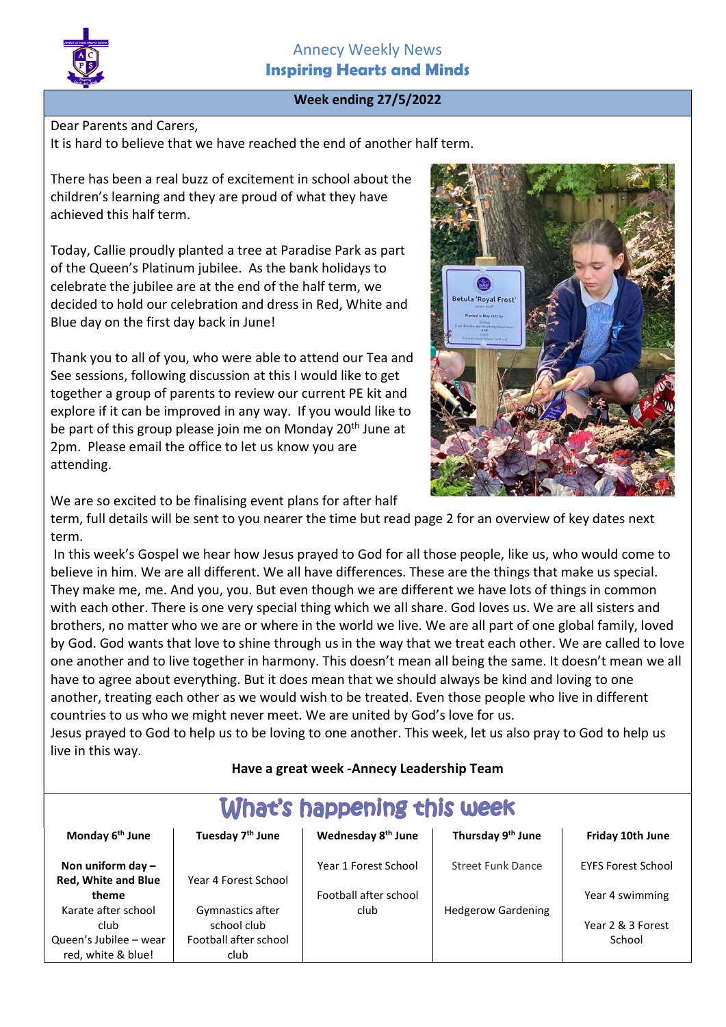# Annecy Weekly News
## Inspiring Hearts and Minds

**Week ending 27/5/2022**

Dear Parents and Carers,
It is hard to believe that we have reached the end of another half term.

There has been a real buzz of excitement in school about the children's learning and they are proud of what they have achieved this half term.

Today, Callie proudly planted a tree at Paradise Park as part of the Queen's Platinum jubilee. As the bank holidays to celebrate the jubilee are at the end of the half term, we decided to hold our celebration and dress in Red, White and Blue day on the first day back in June!

Thank you to all of you, who were able to attend our Tea and See sessions, following discussion at this I would like to get together a group of parents to review our current PE kit and explore if it can be improved in any way. If you would like to be part of this group please join me on Monday 20th June at 2pm. Please email the office to let us know you are attending.

We are so excited to be finalising event plans for after half term, full details will be sent to you nearer the time but read page 2 for an overview of key dates next term.

In this week's Gospel we hear how Jesus prayed to God for all those people, like us, who would come to believe in him. We are all different. We all have differences. These are the things that make us special. They make me, me. And you, you. But even though we are different we have lots of things in common with each other. There is one very special thing which we all share. God loves us. We are all sisters and brothers, no matter who we are or where in the world we live. We are all part of one global family, loved by God. God wants that love to shine through us in the way that we treat each other. We are called to love one another and to live together in harmony. This doesn't mean all being the same. It doesn't mean we all have to agree about everything. But it does mean that we should always be kind and loving to one another, treating each other as we would wish to be treated. Even those people who live in different countries to us who we might never meet. We are united by God's love for us.
Jesus prayed to God to help us to be loving to one another. This week, let us also pray to God to help us live in this way.

**Have a great week -Annecy Leadership Team**

## What's happening this week

| Monday 6th June | Tuesday 7th June | Wednesday 8th June | Thursday 9th June | Friday 10th June |
|---|---|---|---|---|
| **Non uniform day – Red, White and Blue theme**<br>Karate after school club<br>Queen's Jubilee – wear red, white & blue! | Year 4 Forest School<br>Gymnastics after school club<br>Football after school club | Year 1 Forest School<br>Football after school club | Street Funk Dance<br>Hedgerow Gardening | EYFS Forest School<br>Year 4 swimming<br>Year 2 & 3 Forest School |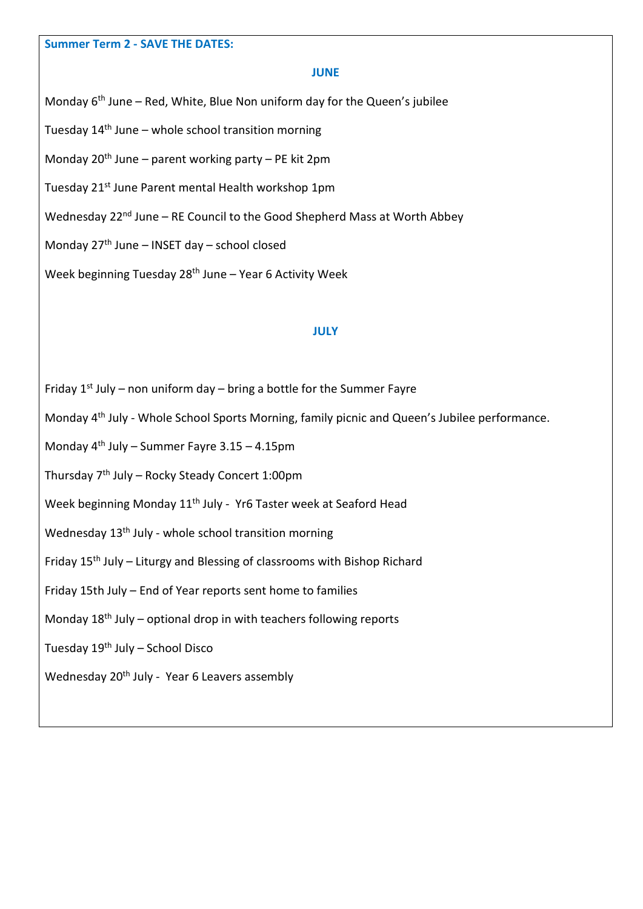**Summer Term 2 - SAVE THE DATES:**

**JUNE**

Monday 6th June – Red, White, Blue Non uniform day for the Queen's jubilee

Tuesday 14th June – whole school transition morning

Monday 20th June – parent working party – PE kit 2pm

Tuesday 21st June Parent mental Health workshop 1pm

Wednesday 22nd June – RE Council to the Good Shepherd Mass at Worth Abbey

Monday 27th June – INSET day – school closed

Week beginning Tuesday 28th June – Year 6 Activity Week

**JULY**

Friday 1st July – non uniform day – bring a bottle for the Summer Fayre

Monday 4th July - Whole School Sports Morning, family picnic and Queen's Jubilee performance.

Monday 4th July – Summer Fayre 3.15 – 4.15pm

Thursday 7th July – Rocky Steady Concert 1:00pm

Week beginning Monday 11th July - Yr6 Taster week at Seaford Head

Wednesday 13th July - whole school transition morning

Friday 15th July – Liturgy and Blessing of classrooms with Bishop Richard

Friday 15th July – End of Year reports sent home to families

Monday 18th July – optional drop in with teachers following reports

Tuesday 19th July – School Disco

Wednesday 20th July - Year 6 Leavers assembly